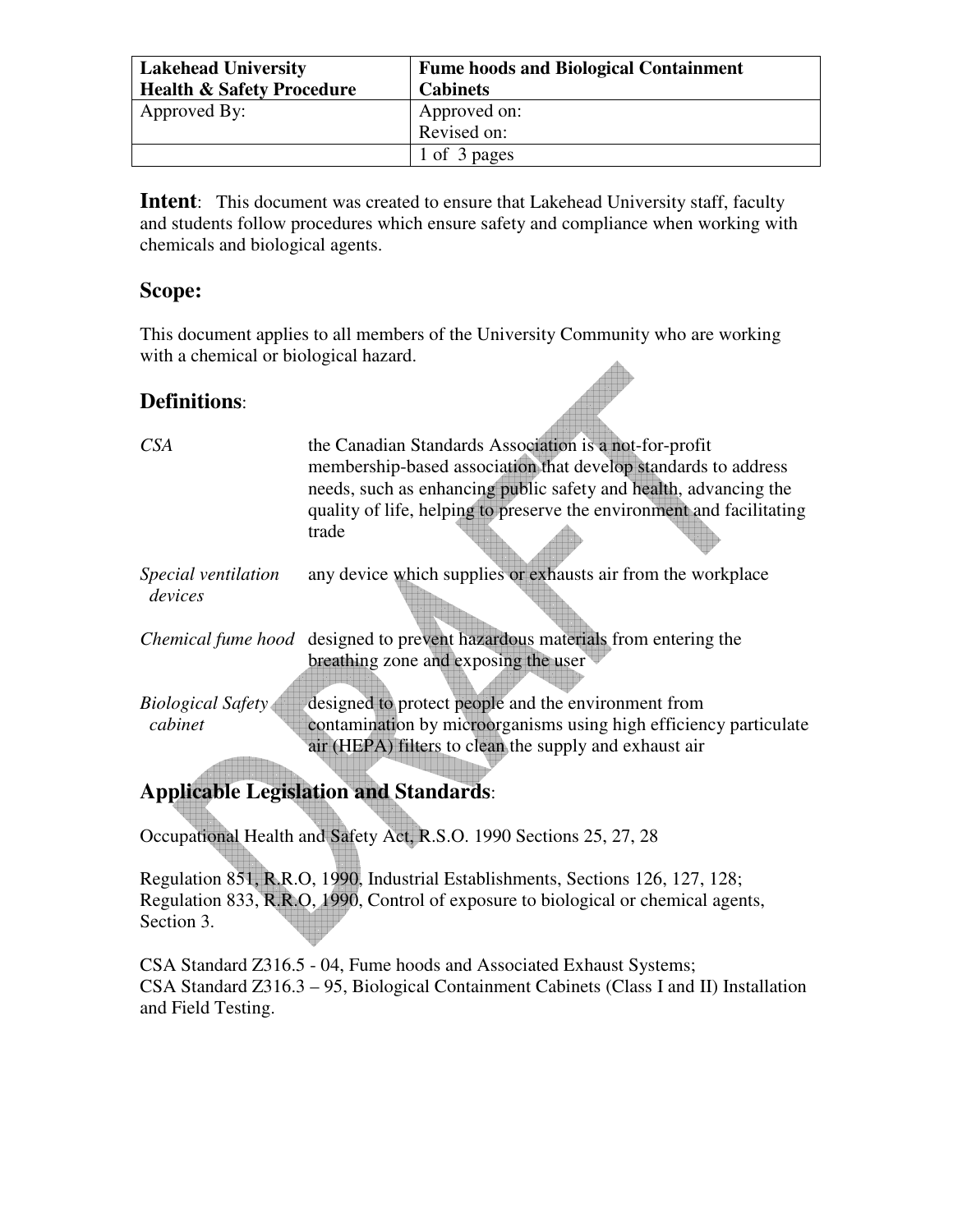| **Lakehead University Health & Safety Procedure** | **Fume hoods and Biological Containment Cabinets** |
|---|---|
| Approved By: | Approved on: Revised on: |
| | 1 of 3 pages |

**Intent**: This document was created to ensure that Lakehead University staff, faculty and students follow procedures which ensure safety and compliance when working with chemicals and biological agents.

## Scope:

This document applies to all members of the University Community who are working with a chemical or biological hazard.

## Definitions:

| | |
|---|---|
| *CSA* | the Canadian Standards Association is a not-for-profit membership-based association that develop standards to address needs, such as enhancing public safety and health, advancing the quality of life, helping to preserve the environment and facilitating trade |
| *Special ventilation devices* | any device which supplies or exhausts air from the workplace |
| *Chemical fume hood* | designed to prevent hazardous materials from entering the breathing zone and exposing the user |
| *Biological Safety cabinet* | designed to protect people and the environment from contamination by microorganisms using high efficiency particulate air (HEPA) filters to clean the supply and exhaust air |

## Applicable Legislation and Standards:

Occupational Health and Safety Act, R.S.O. 1990 Sections 25, 27, 28

Regulation 851, R.R.O, 1990, Industrial Establishments, Sections 126, 127, 128;
Regulation 833, R.R.O, 1990, Control of exposure to biological or chemical agents, Section 3.

CSA Standard Z316.5 - 04, Fume hoods and Associated Exhaust Systems;
CSA Standard Z316.3 – 95, Biological Containment Cabinets (Class I and II) Installation and Field Testing.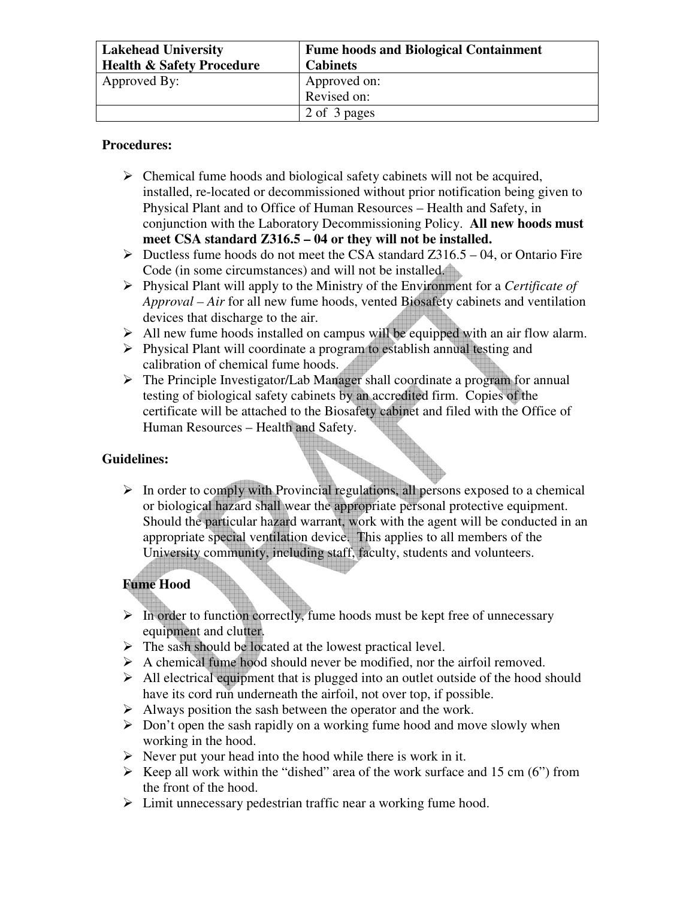| Lakehead University Health & Safety Procedure | Fume hoods and Biological Containment Cabinets |
| --- | --- |
| Approved By: | Approved on: Revised on: |

**Procedures:**

- Chemical fume hoods and biological safety cabinets will not be acquired, installed, re-located or decommissioned without prior notification being given to Physical Plant and to Office of Human Resources – Health and Safety, in conjunction with the Laboratory Decommissioning Policy. **All new hoods must meet CSA standard Z316.5 – 04 or they will not be installed.**
- Ductless fume hoods do not meet the CSA standard Z316.5 – 04, or Ontario Fire Code (in some circumstances) and will not be installed.
- Physical Plant will apply to the Ministry of the Environment for a *Certificate of Approval – Air* for all new fume hoods, vented Biosafety cabinets and ventilation devices that discharge to the air.
- All new fume hoods installed on campus will be equipped with an air flow alarm.
- Physical Plant will coordinate a program to establish annual testing and calibration of chemical fume hoods.
- The Principle Investigator/Lab Manager shall coordinate a program for annual testing of biological safety cabinets by an accredited firm. Copies of the certificate will be attached to the Biosafety cabinet and filed with the Office of Human Resources – Health and Safety.

**Guidelines:**

- In order to comply with Provincial regulations, all persons exposed to a chemical or biological hazard shall wear the appropriate personal protective equipment. Should the particular hazard warrant, work with the agent will be conducted in an appropriate special ventilation device. This applies to all members of the University community, including staff, faculty, students and volunteers.

**Fume Hood**

- In order to function correctly, fume hoods must be kept free of unnecessary equipment and clutter.
- The sash should be located at the lowest practical level.
- A chemical fume hood should never be modified, nor the airfoil removed.
- All electrical equipment that is plugged into an outlet outside of the hood should have its cord run underneath the airfoil, not over top, if possible.
- Always position the sash between the operator and the work.
- Don't open the sash rapidly on a working fume hood and move slowly when working in the hood.
- Never put your head into the hood while there is work in it.
- Keep all work within the "dished" area of the work surface and 15 cm (6") from the front of the hood.
- Limit unnecessary pedestrian traffic near a working fume hood.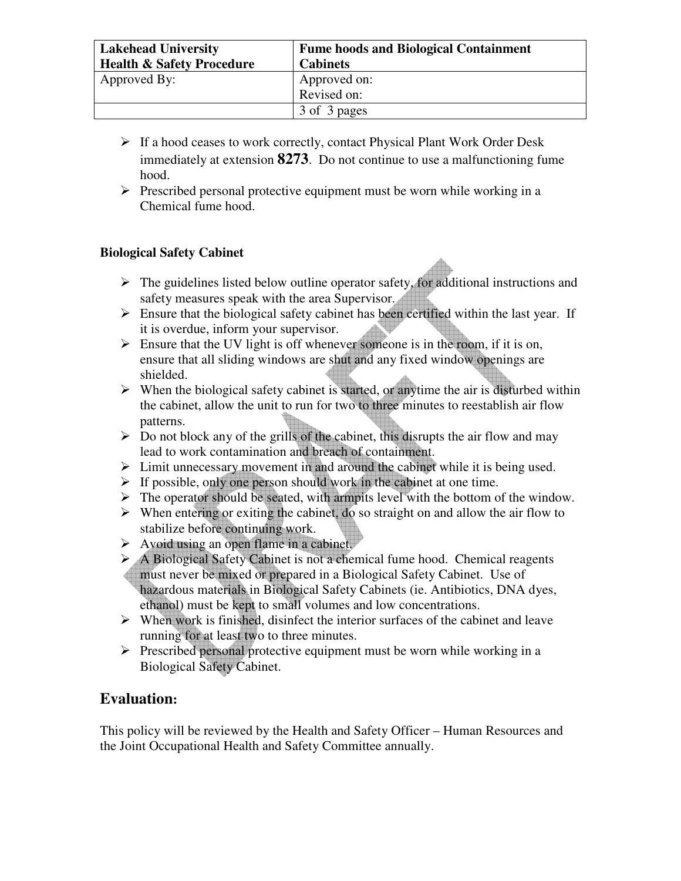- If a hood ceases to work correctly, contact Physical Plant Work Order Desk immediately at extension **8273**. Do not continue to use a malfunctioning fume hood.
- Prescribed personal protective equipment must be worn while working in a Chemical fume hood.

**Biological Safety Cabinet**

- The guidelines listed below outline operator safety, for additional instructions and safety measures speak with the area Supervisor.
- Ensure that the biological safety cabinet has been certified within the last year. If it is overdue, inform your supervisor.
- Ensure that the UV light is off whenever someone is in the room, if it is on, ensure that all sliding windows are shut and any fixed window openings are shielded.
- When the biological safety cabinet is started, or anytime the air is disturbed within the cabinet, allow the unit to run for two to three minutes to reestablish air flow patterns.
- Do not block any of the grills of the cabinet, this disrupts the air flow and may lead to work contamination and breach of containment.
- Limit unnecessary movement in and around the cabinet while it is being used.
- If possible, only one person should work in the cabinet at one time.
- The operator should be seated, with armpits level with the bottom of the window.
- When entering or exiting the cabinet, do so straight on and allow the air flow to stabilize before continuing work.
- Avoid using an open flame in a cabinet.
- A Biological Safety Cabinet is not a chemical fume hood. Chemical reagents must never be mixed or prepared in a Biological Safety Cabinet. Use of hazardous materials in Biological Safety Cabinets (ie. Antibiotics, DNA dyes, ethanol) must be kept to small volumes and low concentrations.
- When work is finished, disinfect the interior surfaces of the cabinet and leave running for at least two to three minutes.
- Prescribed personal protective equipment must be worn while working in a Biological Safety Cabinet.

## Evaluation:

This policy will be reviewed by the Health and Safety Officer – Human Resources and the Joint Occupational Health and Safety Committee annually.